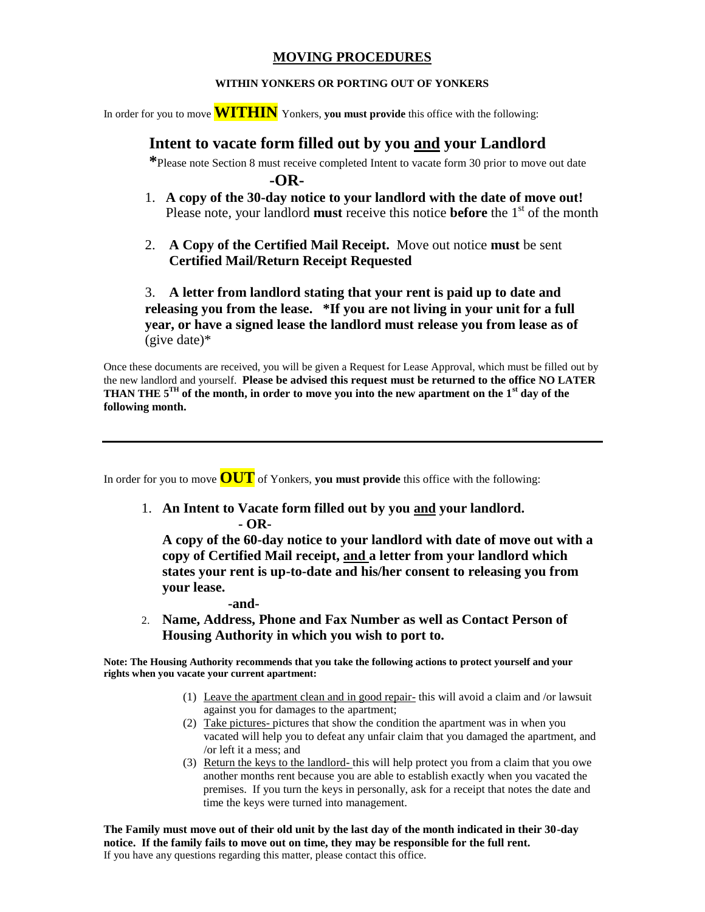# MOVING PROCEDURES

**WITHIN YONKERS OR PORTING OUT OF YONKERS**

In order for you to move **WITHIN** Yonkers, **you must provide** this office with the following:

## Intent to vacate form filled out by you and your Landlord

***Please note Section 8 must receive completed Intent to vacate form 30 prior to move out date**

**-OR-**

1. **A copy of the 30-day notice to your landlord with the date of move out!** Please note, your landlord **must** receive this notice **before** the 1st of the month

2. **A Copy of the Certified Mail Receipt.** Move out notice **must** be sent **Certified Mail/Return Receipt Requested**

3. **A letter from landlord stating that your rent is paid up to date and releasing you from the lease. \*If you are not living in your unit for a full year, or have a signed lease the landlord must release you from lease as of** (give date)*

Once these documents are received, you will be given a Request for Lease Approval, which must be filled out by the new landlord and yourself. **Please be advised this request must be returned to the office NO LATER THAN THE 5TH of the month, in order to move you into the new apartment on the 1st day of the following month.**

---

In order for you to move **OUT** of Yonkers, **you must provide** this office with the following:

1. **An Intent to Vacate form filled out by you and your landlord.**

   **- OR-**

   **A copy of the 60-day notice to your landlord with date of move out with a copy of Certified Mail receipt, and a letter from your landlord which states your rent is up-to-date and his/her consent to releasing you from your lease.**

   **-and-**

2. **Name, Address, Phone and Fax Number as well as Contact Person of Housing Authority in which you wish to port to.**

**Note: The Housing Authority recommends that you take the following actions to protect yourself and your rights when you vacate your current apartment:**

(1) Leave the apartment clean and in good repair- this will avoid a claim and /or lawsuit against you for damages to the apartment;
(2) Take pictures- pictures that show the condition the apartment was in when you vacated will help you to defeat any unfair claim that you damaged the apartment, and /or left it a mess; and
(3) Return the keys to the landlord- this will help protect you from a claim that you owe another months rent because you are able to establish exactly when you vacated the premises. If you turn the keys in personally, ask for a receipt that notes the date and time the keys were turned into management.

**The Family must move out of their old unit by the last day of the month indicated in their 30-day notice. If the family fails to move out on time, they may be responsible for the full rent.**
If you have any questions regarding this matter, please contact this office.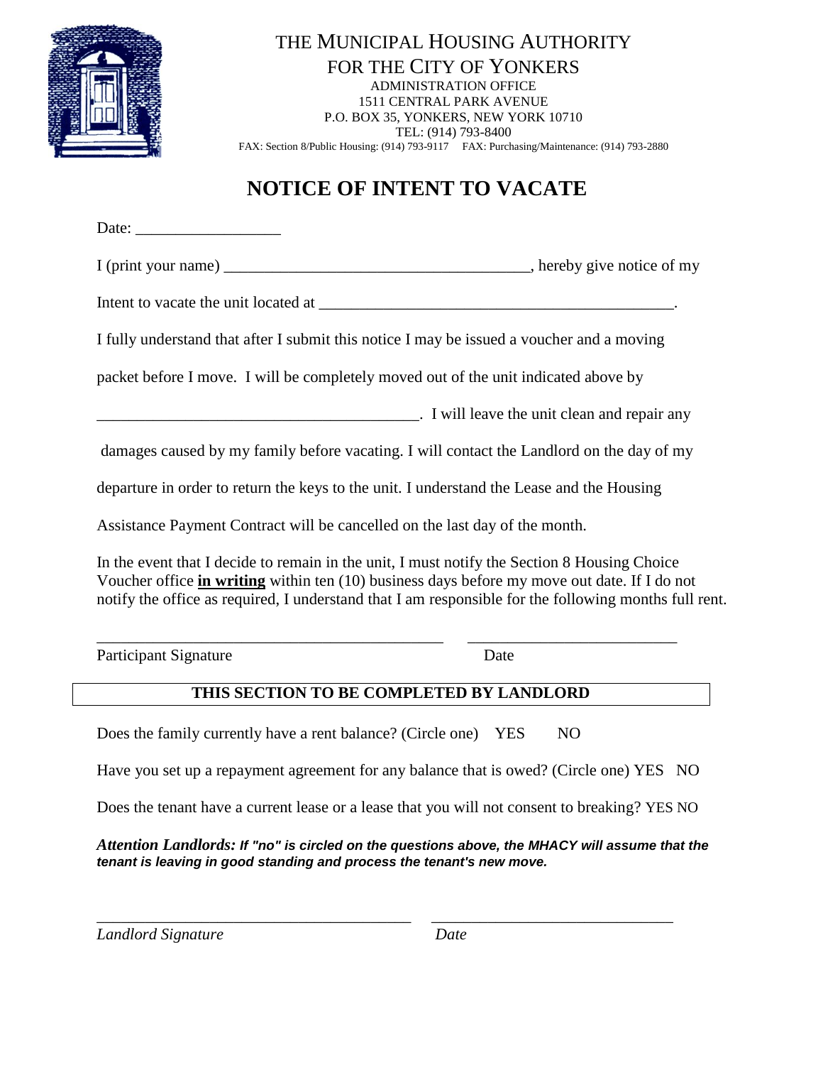THE MUNICIPAL HOUSING AUTHORITY
FOR THE CITY OF YONKERS
ADMINISTRATION OFFICE
1511 CENTRAL PARK AVENUE
P.O. BOX 35, YONKERS, NEW YORK 10710
TEL: (914) 793-8400
FAX: Section 8/Public Housing: (914) 793-9117 FAX: Purchasing/Maintenance: (914) 793-2880

# NOTICE OF INTENT TO VACATE

Date: __________________

I (print your name) ______________________________________, hereby give notice of my

Intent to vacate the unit located at ____________________________________________.

I fully understand that after I submit this notice I may be issued a voucher and a moving packet before I move. I will be completely moved out of the unit indicated above by ________________________________________. I will leave the unit clean and repair any damages caused by my family before vacating. I will contact the Landlord on the day of my departure in order to return the keys to the unit. I understand the Lease and the Housing Assistance Payment Contract will be cancelled on the last day of the month.

In the event that I decide to remain in the unit, I must notify the Section 8 Housing Choice Voucher office **in writing** within ten (10) business days before my move out date. If I do not notify the office as required, I understand that I am responsible for the following months full rent.

____________________________________________ __________________________

Participant Signature Date

**THIS SECTION TO BE COMPLETED BY LANDLORD**

Does the family currently have a rent balance? (Circle one) YES NO

Have you set up a repayment agreement for any balance that is owed? (Circle one) YES NO

Does the tenant have a current lease or a lease that you will not consent to breaking? YES NO

***Attention Landlords:* *If "no" is circled on the questions above, the MHACY will assume that the tenant is leaving in good standing and process the tenant's new move.***

________________________________________ _______________________________

*Landlord Signature* *Date*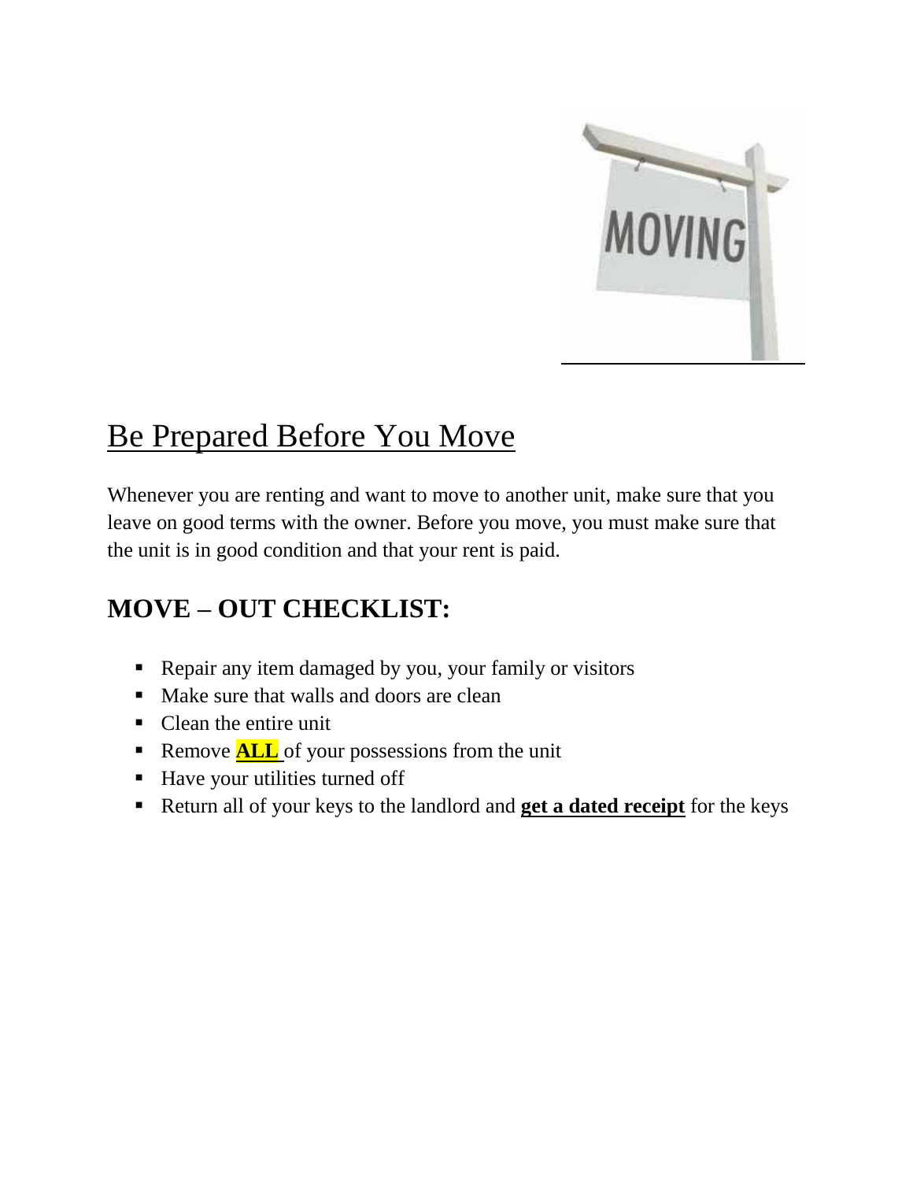# Be Prepared Before You Move

Whenever you are renting and want to move to another unit, make sure that you leave on good terms with the owner. Before you move, you must make sure that the unit is in good condition and that your rent is paid.

## MOVE – OUT CHECKLIST:

- Repair any item damaged by you, your family or visitors
- Make sure that walls and doors are clean
- Clean the entire unit
- Remove **ALL** of your possessions from the unit
- Have your utilities turned off
- Return all of your keys to the landlord and **get a dated receipt** for the keys